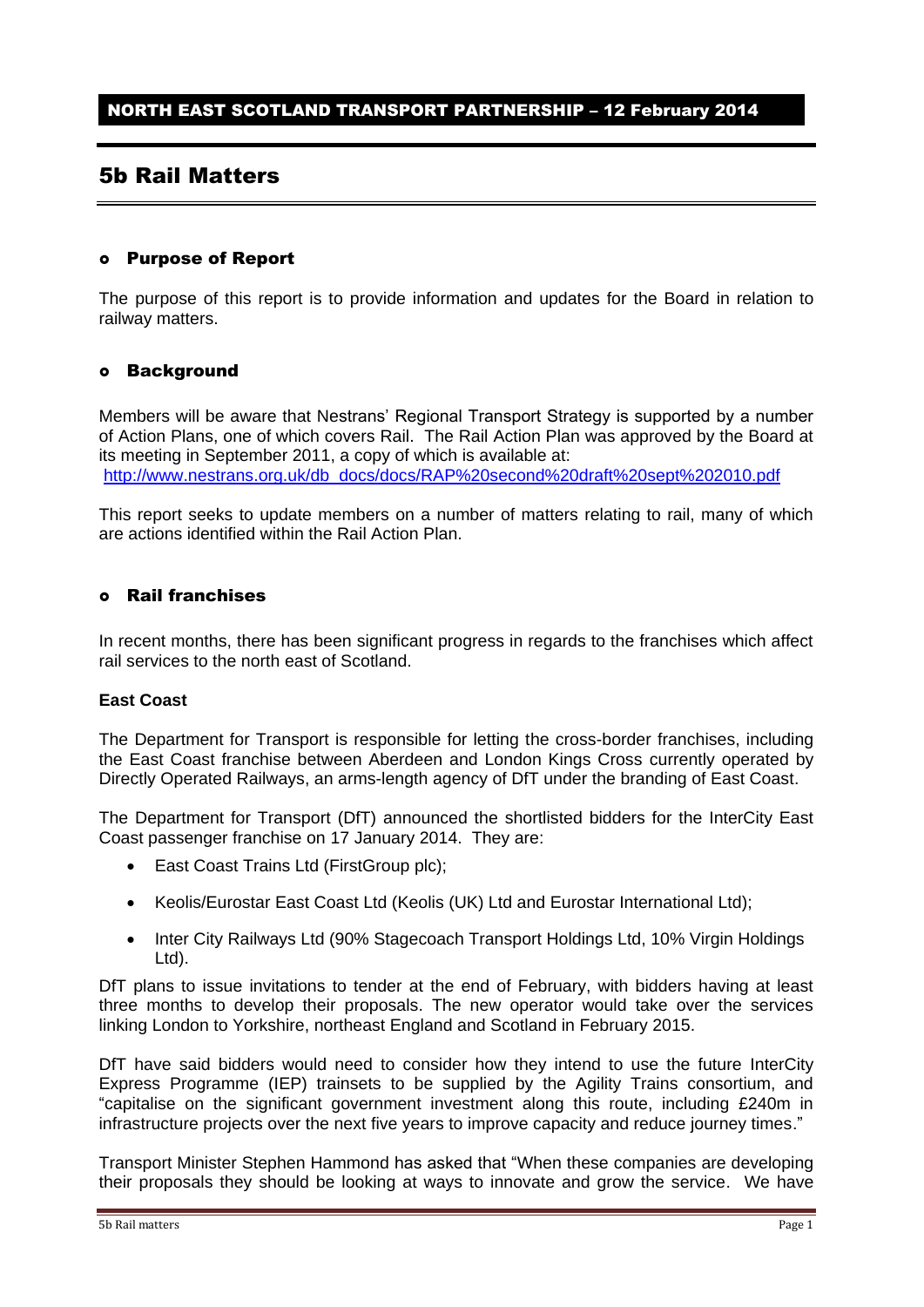**NORTH EAST SCOTLAND TRANSPORT PARTNERSHIP – 12 February 2014**

# 5b Rail Matters

## Purpose of Report

The purpose of this report is to provide information and updates for the Board in relation to railway matters.

## Background

Members will be aware that Nestrans' Regional Transport Strategy is supported by a number of Action Plans, one of which covers Rail. The Rail Action Plan was approved by the Board at its meeting in September 2011, a copy of which is available at:
http://www.nestrans.org.uk/db_docs/docs/RAP%20second%20draft%20sept%202010.pdf

This report seeks to update members on a number of matters relating to rail, many of which are actions identified within the Rail Action Plan.

## Rail franchises

In recent months, there has been significant progress in regards to the franchises which affect rail services to the north east of Scotland.

### East Coast

The Department for Transport is responsible for letting the cross-border franchises, including the East Coast franchise between Aberdeen and London Kings Cross currently operated by Directly Operated Railways, an arms-length agency of DfT under the branding of East Coast.

The Department for Transport (DfT) announced the shortlisted bidders for the InterCity East Coast passenger franchise on 17 January 2014. They are:

- East Coast Trains Ltd (FirstGroup plc);
- Keolis/Eurostar East Coast Ltd (Keolis (UK) Ltd and Eurostar International Ltd);
- Inter City Railways Ltd (90% Stagecoach Transport Holdings Ltd, 10% Virgin Holdings Ltd).

DfT plans to issue invitations to tender at the end of February, with bidders having at least three months to develop their proposals. The new operator would take over the services linking London to Yorkshire, northeast England and Scotland in February 2015.

DfT have said bidders would need to consider how they intend to use the future InterCity Express Programme (IEP) trainsets to be supplied by the Agility Trains consortium, and "capitalise on the significant government investment along this route, including £240m in infrastructure projects over the next five years to improve capacity and reduce journey times."

Transport Minister Stephen Hammond has asked that "When these companies are developing their proposals they should be looking at ways to innovate and grow the service. We have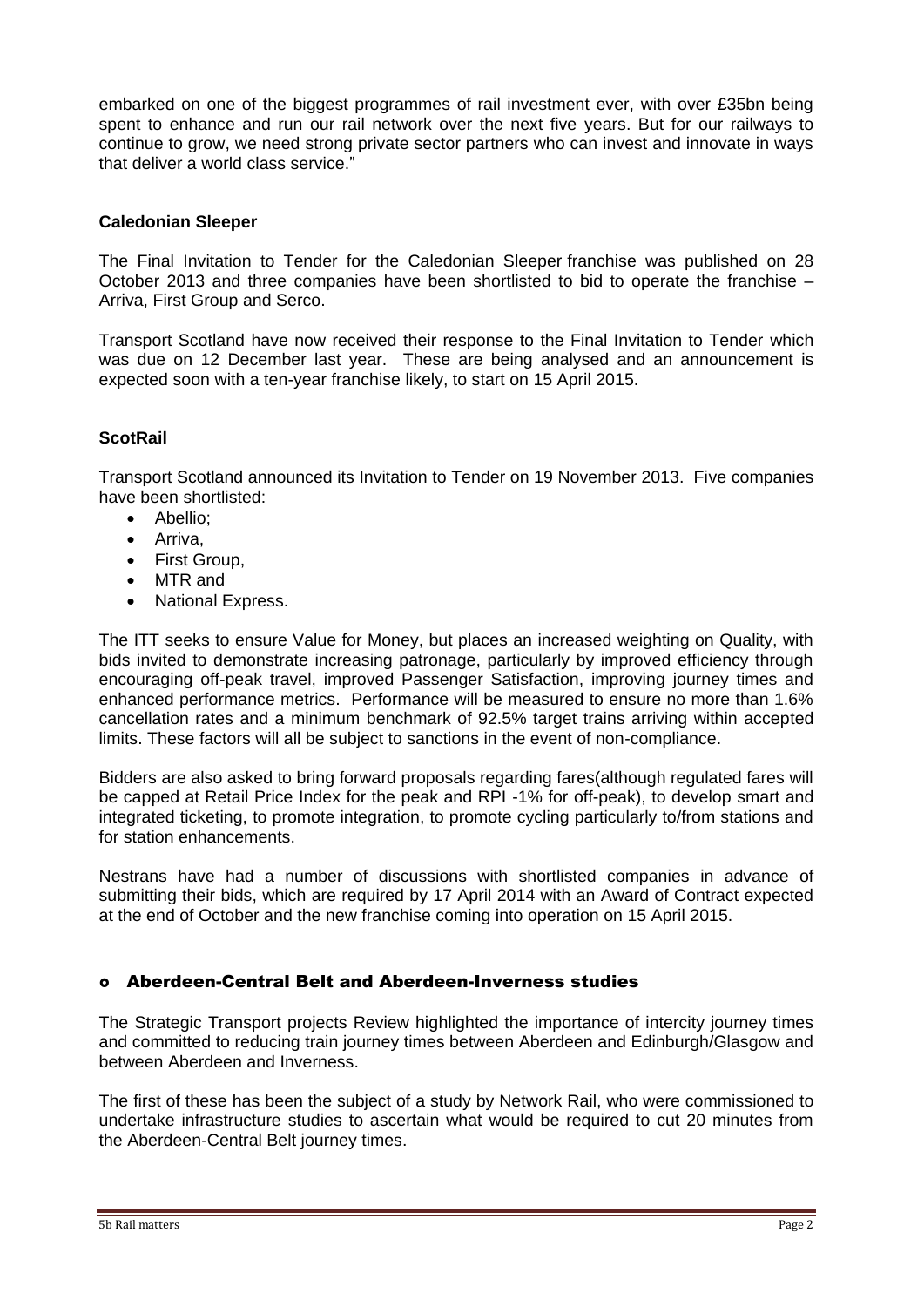embarked on one of the biggest programmes of rail investment ever, with over £35bn being spent to enhance and run our rail network over the next five years. But for our railways to continue to grow, we need strong private sector partners who can invest and innovate in ways that deliver a world class service."

**Caledonian Sleeper**

The Final Invitation to Tender for the Caledonian Sleeper franchise was published on 28 October 2013 and three companies have been shortlisted to bid to operate the franchise – Arriva, First Group and Serco.

Transport Scotland have now received their response to the Final Invitation to Tender which was due on 12 December last year. These are being analysed and an announcement is expected soon with a ten-year franchise likely, to start on 15 April 2015.

**ScotRail**

Transport Scotland announced its Invitation to Tender on 19 November 2013. Five companies have been shortlisted:

- Abellio;
- Arriva,
- First Group,
- MTR and
- National Express.

The ITT seeks to ensure Value for Money, but places an increased weighting on Quality, with bids invited to demonstrate increasing patronage, particularly by improved efficiency through encouraging off-peak travel, improved Passenger Satisfaction, improving journey times and enhanced performance metrics. Performance will be measured to ensure no more than 1.6% cancellation rates and a minimum benchmark of 92.5% target trains arriving within accepted limits. These factors will all be subject to sanctions in the event of non-compliance.

Bidders are also asked to bring forward proposals regarding fares(although regulated fares will be capped at Retail Price Index for the peak and RPI -1% for off-peak), to develop smart and integrated ticketing, to promote integration, to promote cycling particularly to/from stations and for station enhancements.

Nestrans have had a number of discussions with shortlisted companies in advance of submitting their bids, which are required by 17 April 2014 with an Award of Contract expected at the end of October and the new franchise coming into operation on 15 April 2015.

### Aberdeen-Central Belt and Aberdeen-Inverness studies

The Strategic Transport projects Review highlighted the importance of intercity journey times and committed to reducing train journey times between Aberdeen and Edinburgh/Glasgow and between Aberdeen and Inverness.

The first of these has been the subject of a study by Network Rail, who were commissioned to undertake infrastructure studies to ascertain what would be required to cut 20 minutes from the Aberdeen-Central Belt journey times.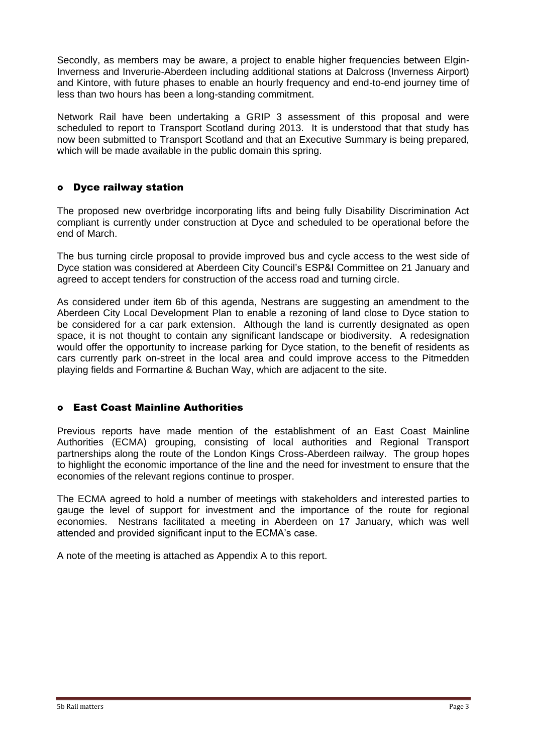Secondly, as members may be aware, a project to enable higher frequencies between Elgin-Inverness and Inverurie-Aberdeen including additional stations at Dalcross (Inverness Airport) and Kintore, with future phases to enable an hourly frequency and end-to-end journey time of less than two hours has been a long-standing commitment.

Network Rail have been undertaking a GRIP 3 assessment of this proposal and were scheduled to report to Transport Scotland during 2013. It is understood that that study has now been submitted to Transport Scotland and that an Executive Summary is being prepared, which will be made available in the public domain this spring.

## Dyce railway station

The proposed new overbridge incorporating lifts and being fully Disability Discrimination Act compliant is currently under construction at Dyce and scheduled to be operational before the end of March.

The bus turning circle proposal to provide improved bus and cycle access to the west side of Dyce station was considered at Aberdeen City Council's ESP&I Committee on 21 January and agreed to accept tenders for construction of the access road and turning circle.

As considered under item 6b of this agenda, Nestrans are suggesting an amendment to the Aberdeen City Local Development Plan to enable a rezoning of land close to Dyce station to be considered for a car park extension. Although the land is currently designated as open space, it is not thought to contain any significant landscape or biodiversity. A redesignation would offer the opportunity to increase parking for Dyce station, to the benefit of residents as cars currently park on-street in the local area and could improve access to the Pitmedden playing fields and Formartine & Buchan Way, which are adjacent to the site.

## East Coast Mainline Authorities

Previous reports have made mention of the establishment of an East Coast Mainline Authorities (ECMA) grouping, consisting of local authorities and Regional Transport partnerships along the route of the London Kings Cross-Aberdeen railway. The group hopes to highlight the economic importance of the line and the need for investment to ensure that the economies of the relevant regions continue to prosper.

The ECMA agreed to hold a number of meetings with stakeholders and interested parties to gauge the level of support for investment and the importance of the route for regional economies. Nestrans facilitated a meeting in Aberdeen on 17 January, which was well attended and provided significant input to the ECMA's case.

A note of the meeting is attached as Appendix A to this report.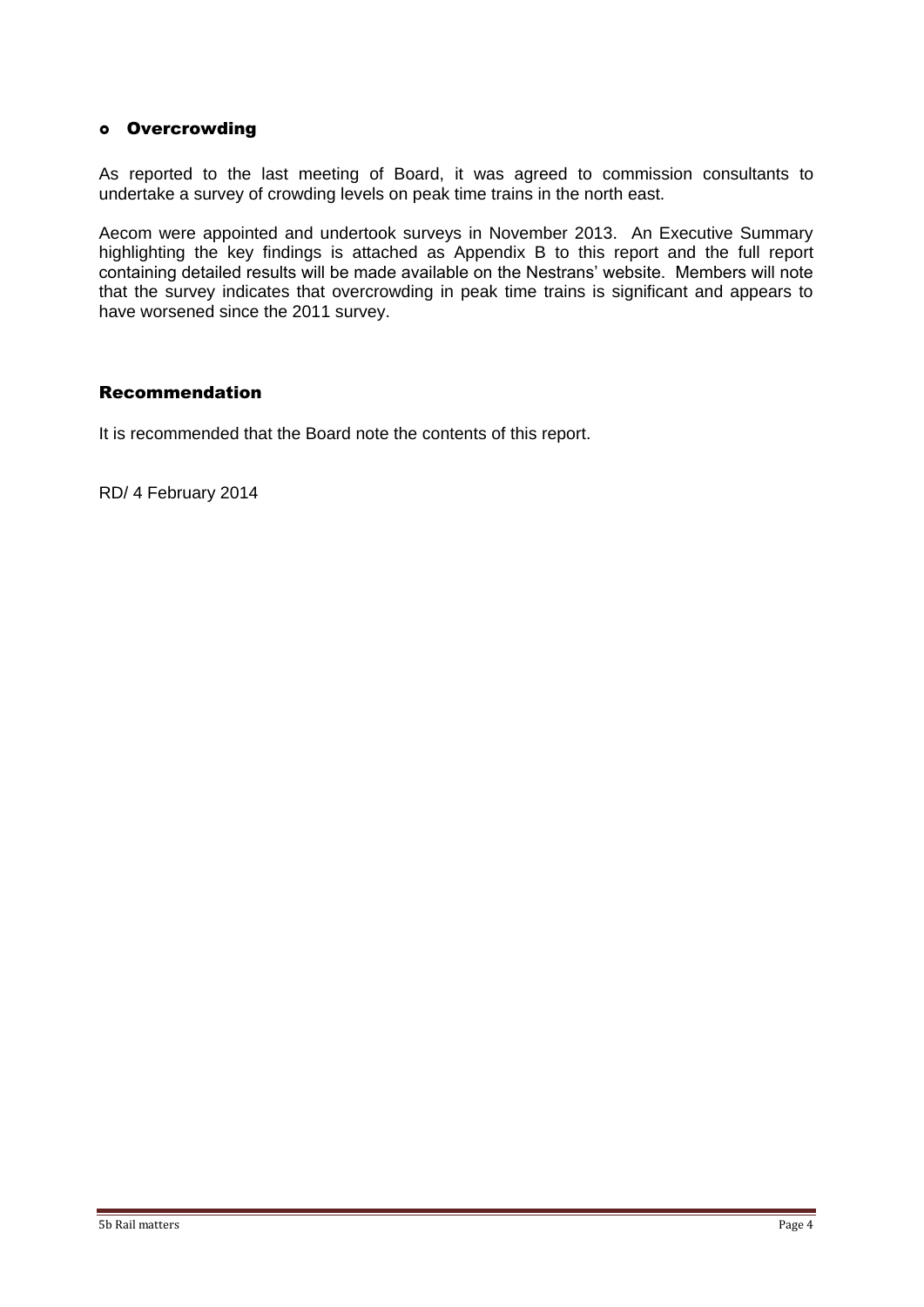- **Overcrowding**

As reported to the last meeting of Board, it was agreed to commission consultants to undertake a survey of crowding levels on peak time trains in the north east.

Aecom were appointed and undertook surveys in November 2013. An Executive Summary highlighting the key findings is attached as Appendix B to this report and the full report containing detailed results will be made available on the Nestrans' website. Members will note that the survey indicates that overcrowding in peak time trains is significant and appears to have worsened since the 2011 survey.

## Recommendation

It is recommended that the Board note the contents of this report.

RD/ 4 February 2014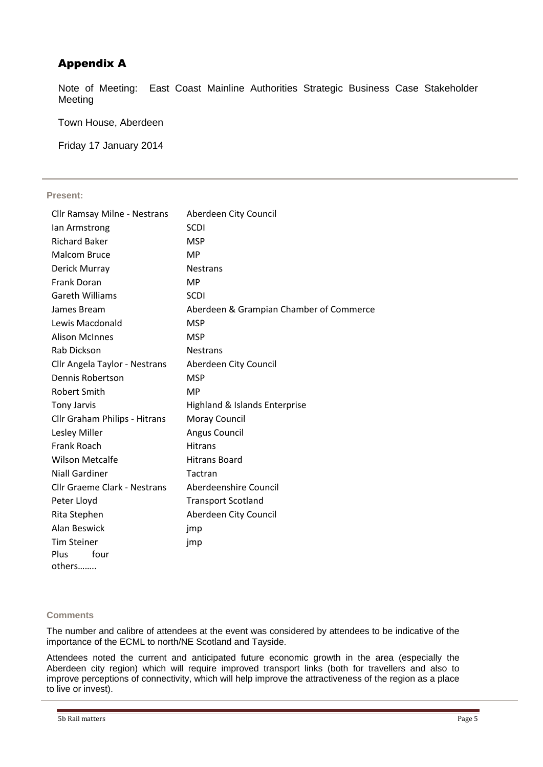## Appendix A

Note of Meeting: East Coast Mainline Authorities Strategic Business Case Stakeholder Meeting

Town House, Aberdeen

Friday 17 January 2014

**Present:**

| | |
|---|---|
| Cllr Ramsay Milne - Nestrans | Aberdeen City Council |
| Ian Armstrong | SCDI |
| Richard Baker | MSP |
| Malcom Bruce | MP |
| Derick Murray | Nestrans |
| Frank Doran | MP |
| Gareth Williams | SCDI |
| James Bream | Aberdeen & Grampian Chamber of Commerce |
| Lewis Macdonald | MSP |
| Alison McInnes | MSP |
| Rab Dickson | Nestrans |
| Cllr Angela Taylor - Nestrans | Aberdeen City Council |
| Dennis Robertson | MSP |
| Robert Smith | MP |
| Tony Jarvis | Highland & Islands Enterprise |
| Cllr Graham Philips - Hitrans | Moray Council |
| Lesley Miller | Angus Council |
| Frank Roach | Hitrans |
| Wilson Metcalfe | Hitrans Board |
| Niall Gardiner | Tactran |
| Cllr Graeme Clark - Nestrans | Aberdeenshire Council |
| Peter Lloyd | Transport Scotland |
| Rita Stephen | Aberdeen City Council |
| Alan Beswick | jmp |
| Tim Steiner | jmp |
| Plus four others…….. | |

**Comments**

The number and calibre of attendees at the event was considered by attendees to be indicative of the importance of the ECML to north/NE Scotland and Tayside.

Attendees noted the current and anticipated future economic growth in the area (especially the Aberdeen city region) which will require improved transport links (both for travellers and also to improve perceptions of connectivity, which will help improve the attractiveness of the region as a place to live or invest).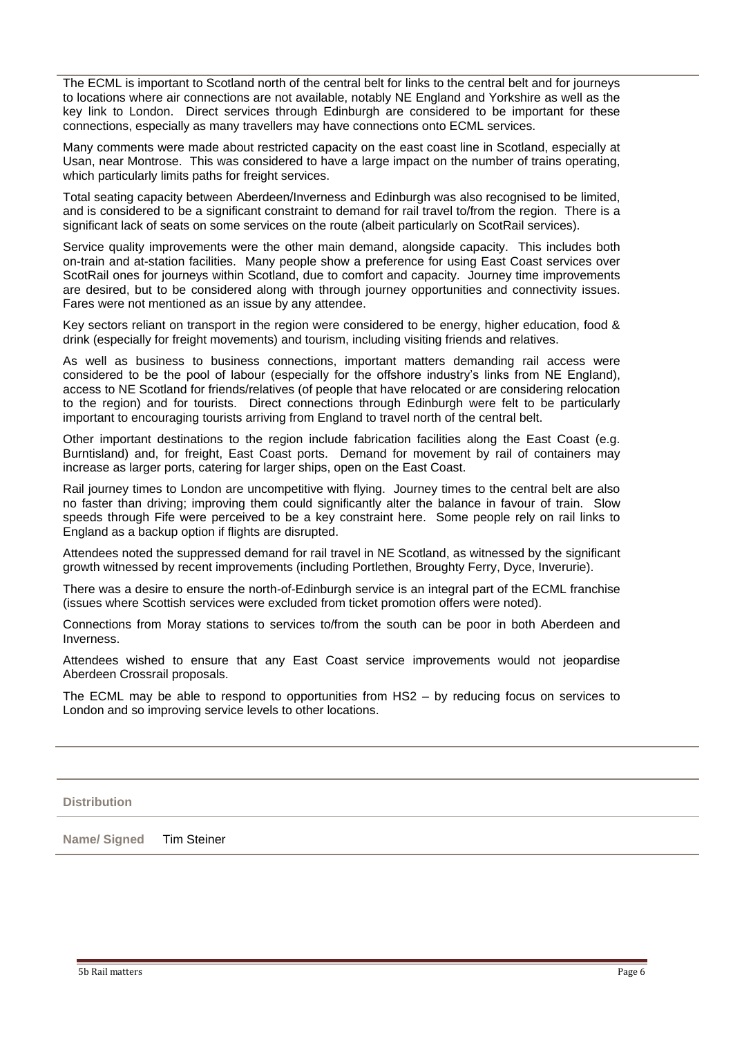The ECML is important to Scotland north of the central belt for links to the central belt and for journeys to locations where air connections are not available, notably NE England and Yorkshire as well as the key link to London. Direct services through Edinburgh are considered to be important for these connections, especially as many travellers may have connections onto ECML services.

Many comments were made about restricted capacity on the east coast line in Scotland, especially at Usan, near Montrose. This was considered to have a large impact on the number of trains operating, which particularly limits paths for freight services.

Total seating capacity between Aberdeen/Inverness and Edinburgh was also recognised to be limited, and is considered to be a significant constraint to demand for rail travel to/from the region. There is a significant lack of seats on some services on the route (albeit particularly on ScotRail services).

Service quality improvements were the other main demand, alongside capacity. This includes both on-train and at-station facilities. Many people show a preference for using East Coast services over ScotRail ones for journeys within Scotland, due to comfort and capacity. Journey time improvements are desired, but to be considered along with through journey opportunities and connectivity issues. Fares were not mentioned as an issue by any attendee.

Key sectors reliant on transport in the region were considered to be energy, higher education, food & drink (especially for freight movements) and tourism, including visiting friends and relatives.

As well as business to business connections, important matters demanding rail access were considered to be the pool of labour (especially for the offshore industry's links from NE England), access to NE Scotland for friends/relatives (of people that have relocated or are considering relocation to the region) and for tourists. Direct connections through Edinburgh were felt to be particularly important to encouraging tourists arriving from England to travel north of the central belt.

Other important destinations to the region include fabrication facilities along the East Coast (e.g. Burntisland) and, for freight, East Coast ports. Demand for movement by rail of containers may increase as larger ports, catering for larger ships, open on the East Coast.

Rail journey times to London are uncompetitive with flying. Journey times to the central belt are also no faster than driving; improving them could significantly alter the balance in favour of train. Slow speeds through Fife were perceived to be a key constraint here. Some people rely on rail links to England as a backup option if flights are disrupted.

Attendees noted the suppressed demand for rail travel in NE Scotland, as witnessed by the significant growth witnessed by recent improvements (including Portlethen, Broughty Ferry, Dyce, Inverurie).

There was a desire to ensure the north-of-Edinburgh service is an integral part of the ECML franchise (issues where Scottish services were excluded from ticket promotion offers were noted).

Connections from Moray stations to services to/from the south can be poor in both Aberdeen and Inverness.

Attendees wished to ensure that any East Coast service improvements would not jeopardise Aberdeen Crossrail proposals.

The ECML may be able to respond to opportunities from HS2 – by reducing focus on services to London and so improving service levels to other locations.

**Distribution**

**Name/ Signed** Tim Steiner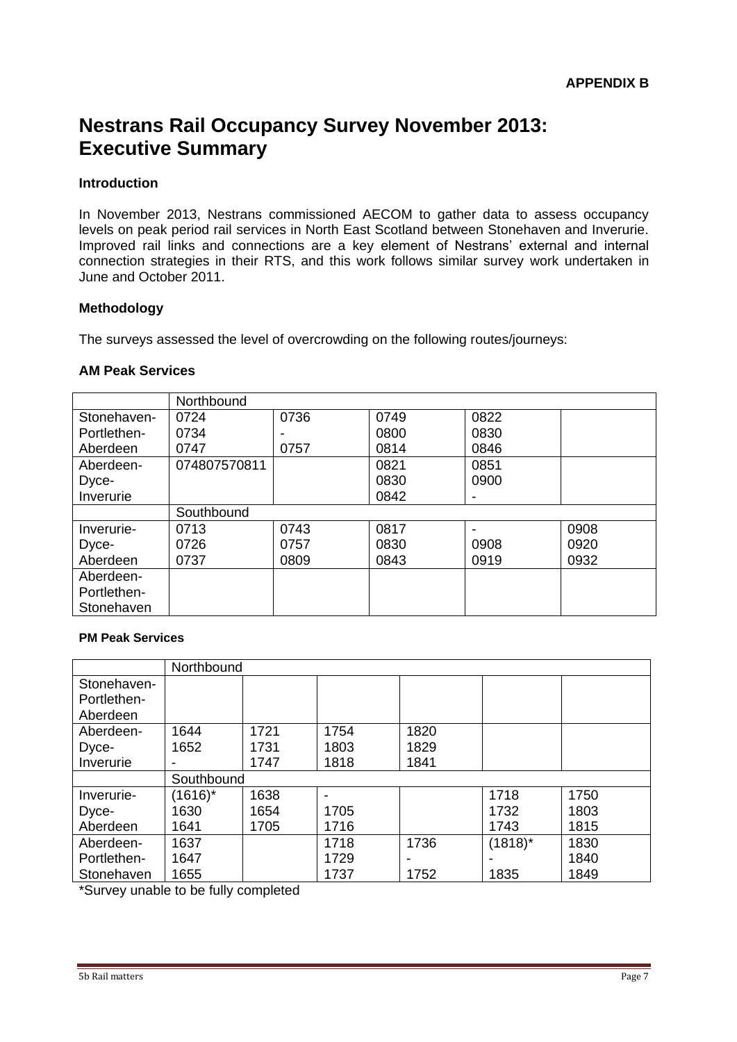**APPENDIX B**

# Nestrans Rail Occupancy Survey November 2013: Executive Summary

### Introduction

In November 2013, Nestrans commissioned AECOM to gather data to assess occupancy levels on peak period rail services in North East Scotland between Stonehaven and Inverurie. Improved rail links and connections are a key element of Nestrans' external and internal connection strategies in their RTS, and this work follows similar survey work undertaken in June and October 2011.

### Methodology

The surveys assessed the level of overcrowding on the following routes/journeys:

### AM Peak Services

| | Northbound | | | | |
|---|---|---|---|---|---|
| Stonehaven-<br>Portlethen-<br>Aberdeen | 0724<br>0734<br>0747 | 0736<br>-<br>0757 | 0749<br>0800<br>0814 | 0822<br>0830<br>0846 | |
| Aberdeen-<br>Dyce-<br>Inverurie | 074807570811 | | 0821<br>0830<br>0842 | 0851<br>0900<br>- | |
| | Southbound | | | | |
| Inverurie-<br>Dyce-<br>Aberdeen | 0713<br>0726<br>0737 | 0743<br>0757<br>0809 | 0817<br>0830<br>0843 | -<br>0908<br>0919 | 0908<br>0920<br>0932 |
| Aberdeen-<br>Portlethen-<br>Stonehaven | | | | | |

#### PM Peak Services

| | Northbound | | | | | |
|---|---|---|---|---|---|---|
| Stonehaven-<br>Portlethen-<br>Aberdeen | | | | | | |
| Aberdeen-<br>Dyce-<br>Inverurie | 1644<br>1652<br>- | 1721<br>1731<br>1747 | 1754<br>1803<br>1818 | 1820<br>1829<br>1841 | | |
| | Southbound | | | | | |
| Inverurie-<br>Dyce-<br>Aberdeen | (1616)*<br>1630<br>1641 | 1638<br>1654<br>1705 | -<br>1705<br>1716 | | 1718<br>1732<br>1743 | 1750<br>1803<br>1815 |
| Aberdeen-<br>Portlethen-<br>Stonehaven | 1637<br>1647<br>1655 | | 1718<br>1729<br>1737 | 1736<br>-<br>1752 | (1818)*<br>-<br>1835 | 1830<br>1840<br>1849 |

*Survey unable to be fully completed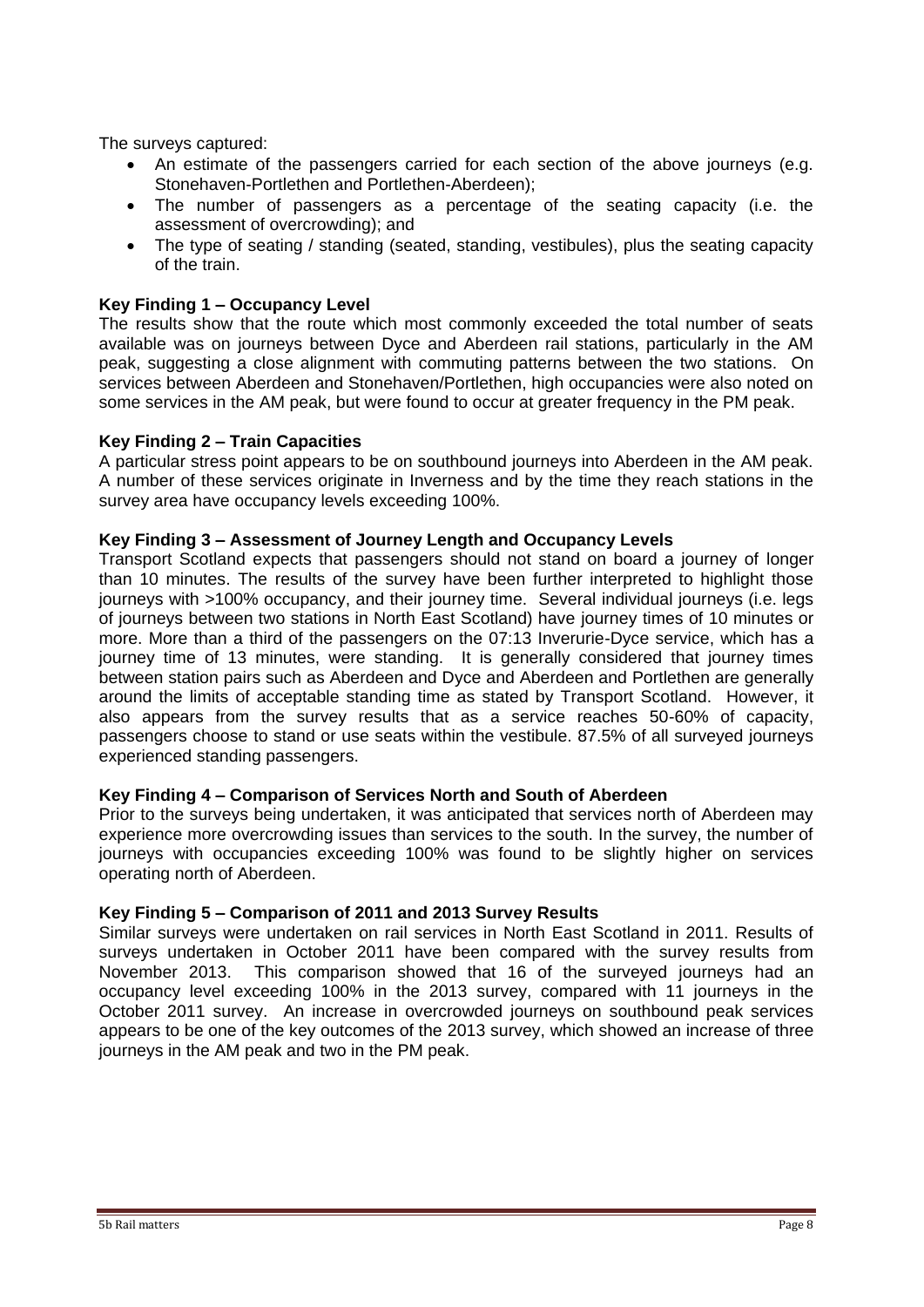The surveys captured:

- An estimate of the passengers carried for each section of the above journeys (e.g. Stonehaven-Portlethen and Portlethen-Aberdeen);
- The number of passengers as a percentage of the seating capacity (i.e. the assessment of overcrowding); and
- The type of seating / standing (seated, standing, vestibules), plus the seating capacity of the train.

**Key Finding 1 – Occupancy Level**

The results show that the route which most commonly exceeded the total number of seats available was on journeys between Dyce and Aberdeen rail stations, particularly in the AM peak, suggesting a close alignment with commuting patterns between the two stations. On services between Aberdeen and Stonehaven/Portlethen, high occupancies were also noted on some services in the AM peak, but were found to occur at greater frequency in the PM peak.

**Key Finding 2 – Train Capacities**

A particular stress point appears to be on southbound journeys into Aberdeen in the AM peak. A number of these services originate in Inverness and by the time they reach stations in the survey area have occupancy levels exceeding 100%.

**Key Finding 3 – Assessment of Journey Length and Occupancy Levels**

Transport Scotland expects that passengers should not stand on board a journey of longer than 10 minutes. The results of the survey have been further interpreted to highlight those journeys with >100% occupancy, and their journey time. Several individual journeys (i.e. legs of journeys between two stations in North East Scotland) have journey times of 10 minutes or more. More than a third of the passengers on the 07:13 Inverurie-Dyce service, which has a journey time of 13 minutes, were standing. It is generally considered that journey times between station pairs such as Aberdeen and Dyce and Aberdeen and Portlethen are generally around the limits of acceptable standing time as stated by Transport Scotland. However, it also appears from the survey results that as a service reaches 50-60% of capacity, passengers choose to stand or use seats within the vestibule. 87.5% of all surveyed journeys experienced standing passengers.

**Key Finding 4 – Comparison of Services North and South of Aberdeen**

Prior to the surveys being undertaken, it was anticipated that services north of Aberdeen may experience more overcrowding issues than services to the south. In the survey, the number of journeys with occupancies exceeding 100% was found to be slightly higher on services operating north of Aberdeen.

**Key Finding 5 – Comparison of 2011 and 2013 Survey Results**

Similar surveys were undertaken on rail services in North East Scotland in 2011. Results of surveys undertaken in October 2011 have been compared with the survey results from November 2013. This comparison showed that 16 of the surveyed journeys had an occupancy level exceeding 100% in the 2013 survey, compared with 11 journeys in the October 2011 survey. An increase in overcrowded journeys on southbound peak services appears to be one of the key outcomes of the 2013 survey, which showed an increase of three journeys in the AM peak and two in the PM peak.